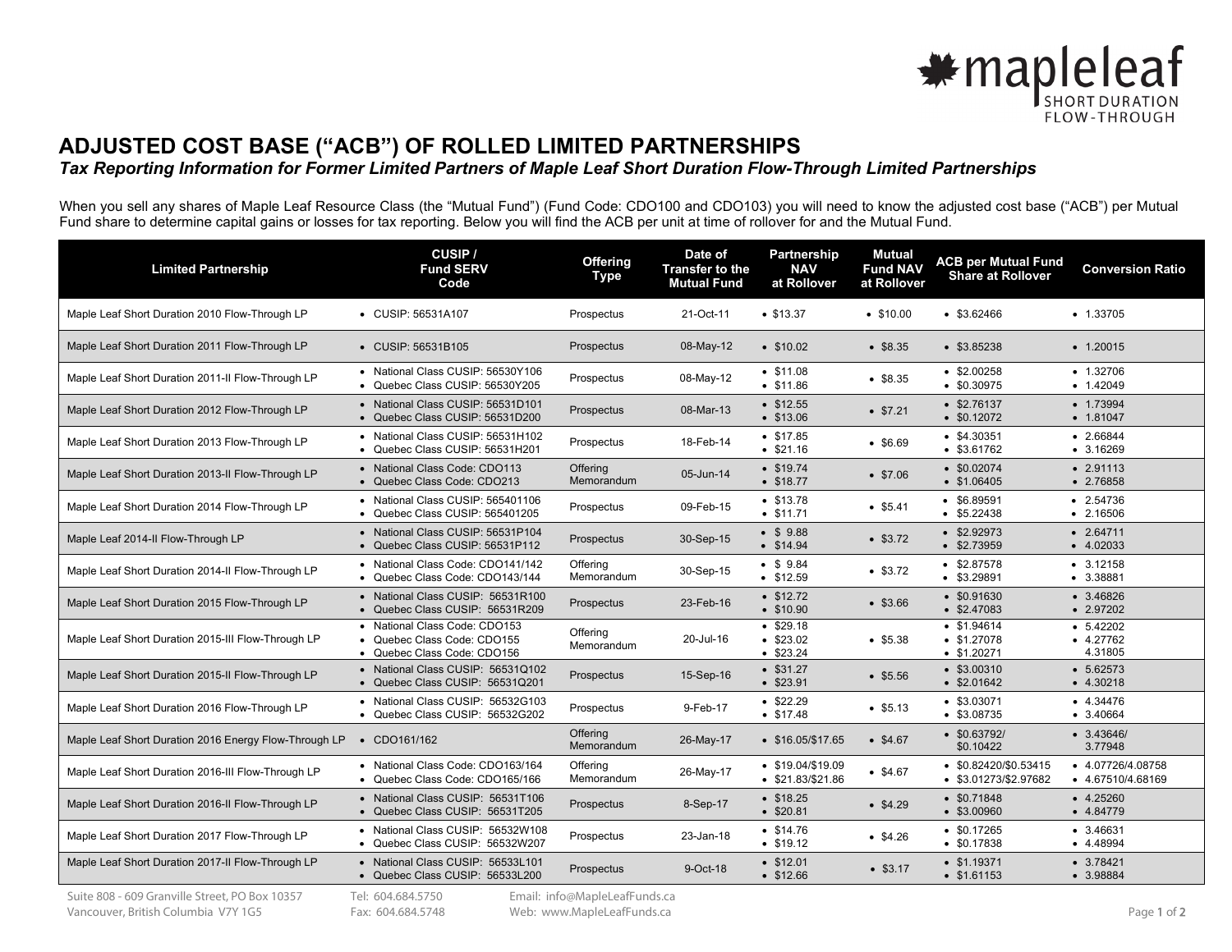# ADJUSTED COST BASE ("ACB") OF ROLLED LIMITED PARTNERSHIPS

***Tax Reporting Information for Former Limited Partners of Maple Leaf Short Duration Flow-Through Limited Partnerships***

When you sell any shares of Maple Leaf Resource Class (the "Mutual Fund") (Fund Code: CDO100 and CDO103) you will need to know the adjusted cost base ("ACB") per Mutual Fund share to determine capital gains or losses for tax reporting. Below you will find the ACB per unit at time of rollover for and the Mutual Fund.

| Limited Partnership | CUSIP / Fund SERV Code | Offering Type | Date of Transfer to the Mutual Fund | Partnership NAV at Rollover | Mutual Fund NAV at Rollover | ACB per Mutual Fund Share at Rollover | Conversion Ratio |
|---|---|---|---|---|---|---|---|
| Maple Leaf Short Duration 2010 Flow-Through LP | • CUSIP: 56531A107 | Prospectus | 21-Oct-11 | • $13.37 | • $10.00 | • $3.62466 | • 1.33705 |
| Maple Leaf Short Duration 2011 Flow-Through LP | • CUSIP: 56531B105 | Prospectus | 08-May-12 | • $10.02 | • $8.35 | • $3.85238 | • 1.20015 |
| Maple Leaf Short Duration 2011-II Flow-Through LP | • National Class CUSIP: 56530Y106<br>• Quebec Class CUSIP: 56530Y205 | Prospectus | 08-May-12 | • $11.08<br>• $11.86 | • $8.35 | • $2.00258<br>• $0.30975 | • 1.32706<br>• 1.42049 |
| Maple Leaf Short Duration 2012 Flow-Through LP | • National Class CUSIP: 56531D101<br>• Quebec Class CUSIP: 56531D200 | Prospectus | 08-Mar-13 | • $12.55<br>• $13.06 | • $7.21 | • $2.76137<br>• $0.12072 | • 1.73994<br>• 1.81047 |
| Maple Leaf Short Duration 2013 Flow-Through LP | • National Class CUSIP: 56531H102<br>• Quebec Class CUSIP: 56531H201 | Prospectus | 18-Feb-14 | • $17.85<br>• $21.16 | • $6.69 | • $4.30351<br>• $3.61762 | • 2.66844<br>• 3.16269 |
| Maple Leaf Short Duration 2013-II Flow-Through LP | • National Class Code: CDO113<br>• Quebec Class Code: CDO213 | Offering Memorandum | 05-Jun-14 | • $19.74<br>• $18.77 | • $7.06 | • $0.02074<br>• $1.06405 | • 2.91113<br>• 2.76858 |
| Maple Leaf Short Duration 2014 Flow-Through LP | • National Class CUSIP: 565401106<br>• Quebec Class CUSIP: 565401205 | Prospectus | 09-Feb-15 | • $13.78<br>• $11.71 | • $5.41 | • $6.89591<br>• $5.22438 | • 2.54736<br>• 2.16506 |
| Maple Leaf 2014-II Flow-Through LP | • National Class CUSIP: 56531P104<br>• Quebec Class CUSIP: 56531P112 | Prospectus | 30-Sep-15 | • $ 9.88<br>• $14.94 | • $3.72 | • $2.92973<br>• $2.73959 | • 2.64711<br>• 4.02033 |
| Maple Leaf Short Duration 2014-II Flow-Through LP | • National Class Code: CDO141/142<br>• Quebec Class Code: CDO143/144 | Offering Memorandum | 30-Sep-15 | • $ 9.84<br>• $12.59 | • $3.72 | • $2.87578<br>• $3.29891 | • 3.12158<br>• 3.38881 |
| Maple Leaf Short Duration 2015 Flow-Through LP | • National Class CUSIP: 56531R100<br>• Quebec Class CUSIP: 56531R209 | Prospectus | 23-Feb-16 | • $12.72<br>• $10.90 | • $3.66 | • $0.91630<br>• $2.47083 | • 3.46826<br>• 2.97202 |
| Maple Leaf Short Duration 2015-III Flow-Through LP | • National Class Code: CDO153<br>• Quebec Class Code: CDO155<br>• Quebec Class Code: CDO156 | Offering Memorandum | 20-Jul-16 | • $29.18<br>• $23.02<br>• $23.24 | • $5.38 | • $1.94614<br>• $1.27078<br>• $1.20271 | • 5.42202<br>• 4.27762<br>4.31805 |
| Maple Leaf Short Duration 2015-II Flow-Through LP | • National Class CUSIP: 56531Q102<br>• Quebec Class CUSIP: 56531Q201 | Prospectus | 15-Sep-16 | • $31.27<br>• $23.91 | • $5.56 | • $3.00310<br>• $2.01642 | • 5.62573<br>• 4.30218 |
| Maple Leaf Short Duration 2016 Flow-Through LP | • National Class CUSIP: 56532G103<br>• Quebec Class CUSIP: 56532G202 | Prospectus | 9-Feb-17 | • $22.29<br>• $17.48 | • $5.13 | • $3.03071<br>• $3.08735 | • 4.34476<br>• 3.40664 |
| Maple Leaf Short Duration 2016 Energy Flow-Through LP | • CDO161/162 | Offering Memorandum | 26-May-17 | • $16.05/$17.65 | • $4.67 | • $0.63792/<br>$0.10422 | • 3.43646/<br>3.77948 |
| Maple Leaf Short Duration 2016-III Flow-Through LP | • National Class Code: CDO163/164<br>• Quebec Class Code: CDO165/166 | Offering Memorandum | 26-May-17 | • $19.04/$19.09<br>• $21.83/$21.86 | • $4.67 | • $0.82420/$0.53415<br>• $3.01273/$2.97682 | • 4.07726/4.08758<br>• 4.67510/4.68169 |
| Maple Leaf Short Duration 2016-II Flow-Through LP | • National Class CUSIP: 56531T106<br>• Quebec Class CUSIP: 56531T205 | Prospectus | 8-Sep-17 | • $18.25<br>• $20.81 | • $4.29 | • $0.71848<br>• $3.00960 | • 4.25260<br>• 4.84779 |
| Maple Leaf Short Duration 2017 Flow-Through LP | • National Class CUSIP: 56532W108<br>• Quebec Class CUSIP: 56532W207 | Prospectus | 23-Jan-18 | • $14.76<br>• $19.12 | • $4.26 | • $0.17265<br>• $0.17838 | • 3.46631<br>• 4.48994 |
| Maple Leaf Short Duration 2017-II Flow-Through LP | • National Class CUSIP: 56533L101<br>• Quebec Class CUSIP: 56533L200 | Prospectus | 9-Oct-18 | • $12.01<br>• $12.66 | • $3.17 | • $1.19371<br>• $1.61153 | • 3.78421<br>• 3.98884 |

Suite 808 - 609 Granville Street, PO Box 10357
Vancouver, British Columbia V7Y 1G5
Tel: 604.684.5750
Fax: 604.684.5748
Email: info@MapleLeafFunds.ca
Web: www.MapleLeafFunds.ca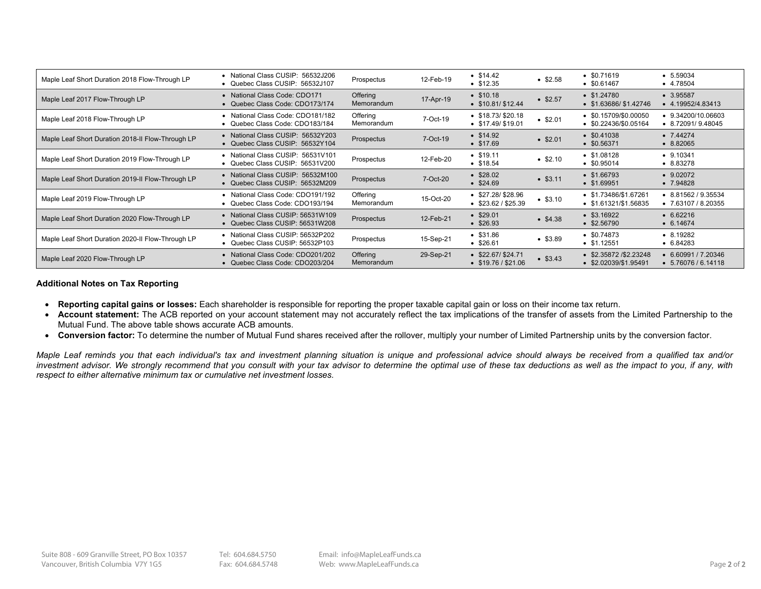| | | | | | | | |
|---|---|---|---|---|---|---|---|
| Maple Leaf Short Duration 2018 Flow-Through LP | • National Class CUSIP: 56532J206<br>• Quebec Class CUSIP: 56532J107 | Prospectus | 12-Feb-19 | • $14.42<br>• $12.35 | • $2.58 | • $0.71619<br>• $0.61467 | • 5.59034<br>• 4.78504 |
| Maple Leaf 2017 Flow-Through LP | • National Class Code: CDO171<br>• Quebec Class Code: CDO173/174 | Offering Memorandum | 17-Apr-19 | • $10.18<br>• $10.81/ $12.44 | • $2.57 | • $1.24780<br>• $1.63686/ $1.42746 | • 3.95587<br>• 4.19952/4.83413 |
| Maple Leaf 2018 Flow-Through LP | • National Class Code: CDO181/182<br>• Quebec Class Code: CDO183/184 | Offering Memorandum | 7-Oct-19 | • $18.73/ $20.18<br>• $17.49/ $19.01 | • $2.01 | • $0.15709/$0.00050<br>• $0.22436/$0.05164 | • 9.34200/10.06603<br>• 8.72091/ 9.48045 |
| Maple Leaf Short Duration 2018-II Flow-Through LP | • National Class CUSIP: 56532Y203<br>• Quebec Class CUSIP: 56532Y104 | Prospectus | 7-Oct-19 | • $14.92<br>• $17.69 | • $2.01 | • $0.41038<br>• $0.56371 | • 7.44274<br>• 8.82065 |
| Maple Leaf Short Duration 2019 Flow-Through LP | • National Class CUSIP: 56531V101<br>• Quebec Class CUSIP: 56531V200 | Prospectus | 12-Feb-20 | • $19.11<br>• $18.54 | • $2.10 | • $1.08128<br>• $0.95014 | • 9.10341<br>• 8.83278 |
| Maple Leaf Short Duration 2019-II Flow-Through LP | • National Class CUSIP: 56532M100<br>• Quebec Class CUSIP: 56532M209 | Prospectus | 7-Oct-20 | • $28.02<br>• $24.69 | • $3.11 | • $1.66793<br>• $1.69951 | • 9.02072<br>• 7.94828 |
| Maple Leaf 2019 Flow-Through LP | • National Class Code: CDO191/192<br>• Quebec Class Code: CDO193/194 | Offering Memorandum | 15-Oct-20 | • $27.28/ $28.96<br>• $23.62 / $25.39 | • $3.10 | • $1.73486/$1.67261<br>• $1.61321/$1.56835 | • 8.81562 / 9.35534<br>• 7.63107 / 8.20355 |
| Maple Leaf Short Duration 2020 Flow-Through LP | • National Class CUSIP: 56531W109<br>• Quebec Class CUSIP: 56531W208 | Prospectus | 12-Feb-21 | • $29.01<br>• $26.93 | • $4.38 | • $3.16922<br>• $2.56790 | • 6.62216<br>• 6.14674 |
| Maple Leaf Short Duration 2020-II Flow-Through LP | • National Class CUSIP: 56532P202<br>• Quebec Class CUSIP: 56532P103 | Prospectus | 15-Sep-21 | • $31.86<br>• $26.61 | • $3.89 | • $0.74873<br>• $1.12551 | • 8.19282<br>• 6.84283 |
| Maple Leaf 2020 Flow-Through LP | • National Class Code: CDO201/202<br>• Quebec Class Code: CDO203/204 | Offering Memorandum | 29-Sep-21 | • $22.67/ $24.71<br>• $19.76 / $21.06 | • $3.43 | • $2.35872 /$2.23248<br>• $2.02039/$1.95491 | • 6.60991 / 7.20346<br>• 5.76076 / 6.14118 |

**Additional Notes on Tax Reporting**

- **Reporting capital gains or losses:** Each shareholder is responsible for reporting the proper taxable capital gain or loss on their income tax return.
- **Account statement:** The ACB reported on your account statement may not accurately reflect the tax implications of the transfer of assets from the Limited Partnership to the Mutual Fund. The above table shows accurate ACB amounts.
- **Conversion factor:** To determine the number of Mutual Fund shares received after the rollover, multiply your number of Limited Partnership units by the conversion factor.

*Maple Leaf reminds you that each individual's tax and investment planning situation is unique and professional advice should always be received from a qualified tax and/or investment advisor. We strongly recommend that you consult with your tax advisor to determine the optimal use of these tax deductions as well as the impact to you, if any, with respect to either alternative minimum tax or cumulative net investment losses.*

Suite 808 - 609 Granville Street, PO Box 10357
Vancouver, British Columbia V7Y 1G5

Tel: 604.684.5750
Fax: 604.684.5748

Email: info@MapleLeafFunds.ca
Web: www.MapleLeafFunds.ca